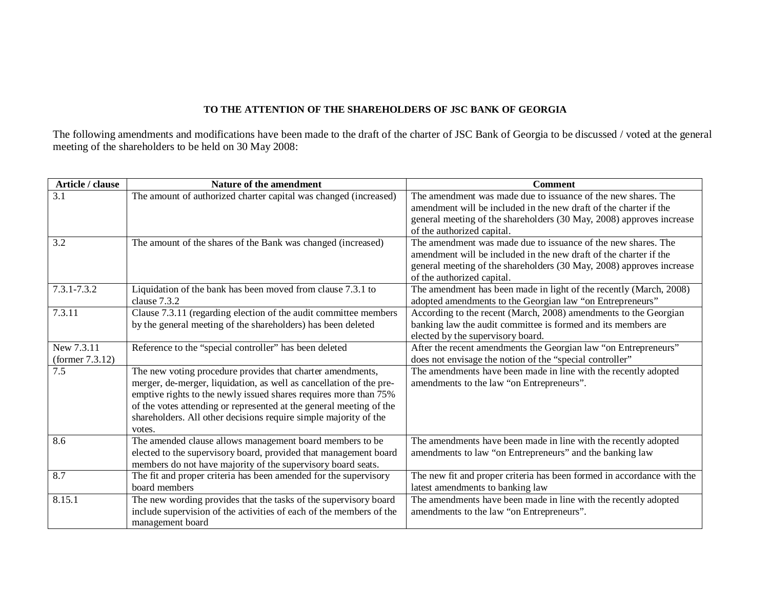**TO THE ATTENTION OF THE SHAREHOLDERS OF JSC BANK OF GEORGIA**

The following amendments and modifications have been made to the draft of the charter of JSC Bank of Georgia to be discussed / voted at the general meeting of the shareholders to be held on 30 May 2008:

| Article / clause | Nature of the amendment | Comment |
|---|---|---|
| 3.1 | The amount of authorized charter capital was changed (increased) | The amendment was made due to issuance of the new shares. The amendment will be included in the new draft of the charter if the general meeting of the shareholders (30 May, 2008) approves increase of the authorized capital. |
| 3.2 | The amount of the shares of the Bank was changed (increased) | The amendment was made due to issuance of the new shares. The amendment will be included in the new draft of the charter if the general meeting of the shareholders (30 May, 2008) approves increase of the authorized capital. |
| 7.3.1-7.3.2 | Liquidation of the bank has been moved from clause 7.3.1 to clause 7.3.2 | The amendment has been made in light of the recently (March, 2008) adopted amendments to the Georgian law "on Entrepreneurs" |
| 7.3.11 | Clause 7.3.11 (regarding election of the audit committee members by the general meeting of the shareholders) has been deleted | According to the recent (March, 2008) amendments to the Georgian banking law the audit committee is formed and its members are elected by the supervisory board. |
| New 7.3.11 (former 7.3.12) | Reference to the "special controller" has been deleted | After the recent amendments the Georgian law "on Entrepreneurs" does not envisage the notion of the "special controller" |
| 7.5 | The new voting procedure provides that charter amendments, merger, de-merger, liquidation, as well as cancellation of the pre-emptive rights to the newly issued shares requires more than 75% of the votes attending or represented at the general meeting of the shareholders. All other decisions require simple majority of the votes. | The amendments have been made in line with the recently adopted amendments to the law "on Entrepreneurs". |
| 8.6 | The amended clause allows management board members to be elected to the supervisory board, provided that management board members do not have majority of the supervisory board seats. | The amendments have been made in line with the recently adopted amendments to law "on Entrepreneurs" and the banking law |
| 8.7 | The fit and proper criteria has been amended for the supervisory board members | The new fit and proper criteria has been formed in accordance with the latest amendments to banking law |
| 8.15.1 | The new wording provides that the tasks of the supervisory board include supervision of the activities of each of the members of the management board | The amendments have been made in line with the recently adopted amendments to the law "on Entrepreneurs". |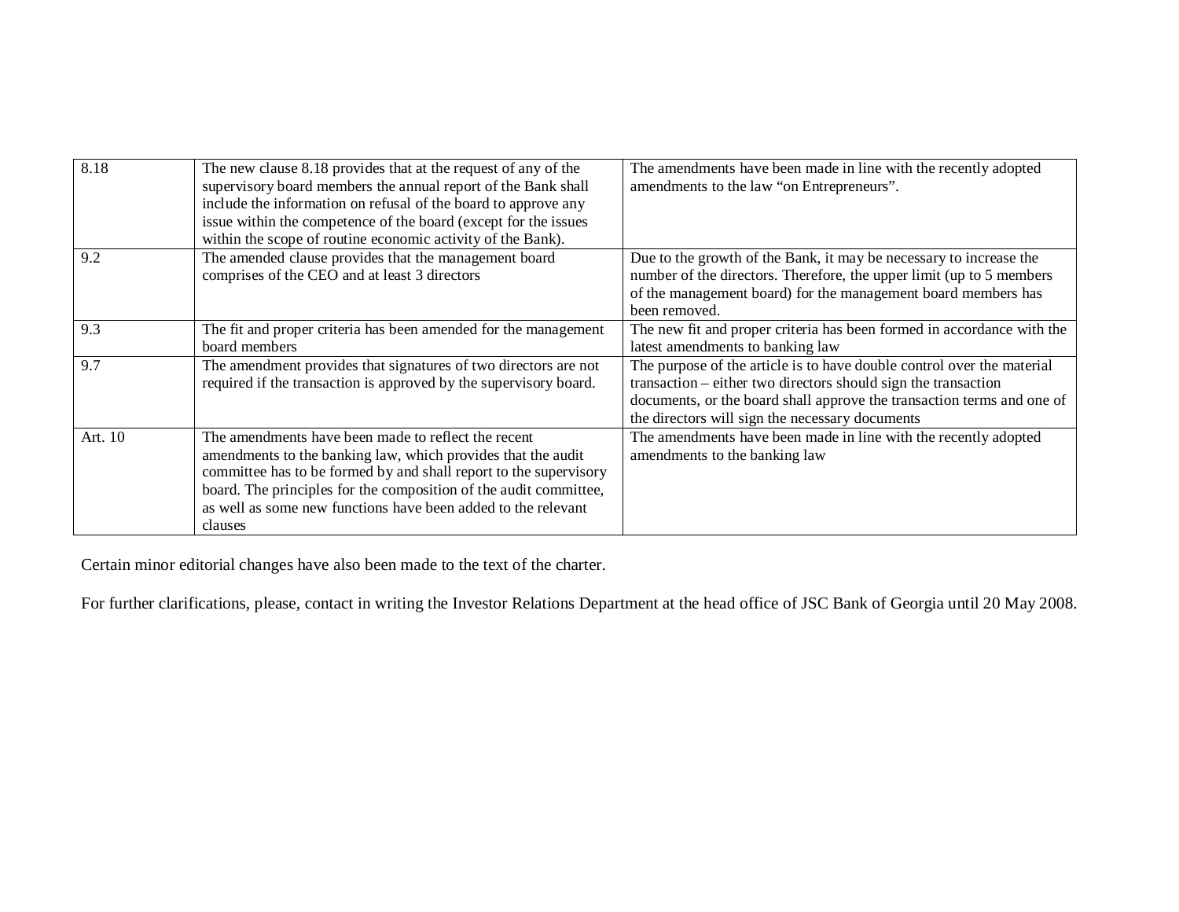| | | |
|---|---|---|
| 8.18 | The new clause 8.18 provides that at the request of any of the supervisory board members the annual report of the Bank shall include the information on refusal of the board to approve any issue within the competence of the board (except for the issues within the scope of routine economic activity of the Bank). | The amendments have been made in line with the recently adopted amendments to the law “on Entrepreneurs”. |
| 9.2 | The amended clause provides that the management board comprises of the CEO and at least 3 directors | Due to the growth of the Bank, it may be necessary to increase the number of the directors. Therefore, the upper limit (up to 5 members of the management board) for the management board members has been removed. |
| 9.3 | The fit and proper criteria has been amended for the management board members | The new fit and proper criteria has been formed in accordance with the latest amendments to banking law |
| 9.7 | The amendment provides that signatures of two directors are not required if the transaction is approved by the supervisory board. | The purpose of the article is to have double control over the material transaction – either two directors should sign the transaction documents, or the board shall approve the transaction terms and one of the directors will sign the necessary documents |
| Art. 10 | The amendments have been made to reflect the recent amendments to the banking law, which provides that the audit committee has to be formed by and shall report to the supervisory board. The principles for the composition of the audit committee, as well as some new functions have been added to the relevant clauses | The amendments have been made in line with the recently adopted amendments to the banking law |

Certain minor editorial changes have also been made to the text of the charter.

For further clarifications, please, contact in writing the Investor Relations Department at the head office of JSC Bank of Georgia until 20 May 2008.